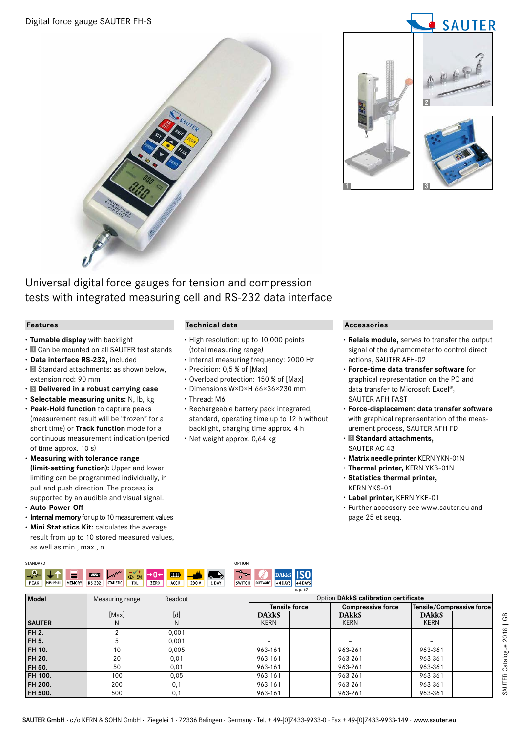# Digital force gauge SAUTER FH-S

## Universal digital force gauges for tension and compression tests with integrated measuring cell and RS-232 data interface

### Features

- **Turnable display** with backlight
- 1 Can be mounted on all SAUTER test stands
- **Data interface RS-232,** included
- 2 Standard attachments: as shown below, extension rod: 90 mm
- 3 **Delivered in a robust carrying case**
- **Selectable measuring units:** N, lb, kg
- **Peak-Hold function** to capture peaks (measurement result will be "frozen" for a short time) or **Track function** mode for a continuous measurement indication (period of time approx. 10 s)
- **Measuring with tolerance range (limit-setting function):** Upper and lower limiting can be programmed individually, in pull and push direction. The process is supported by an audible and visual signal.
- **Auto-Power-Off**
- **Internal memory** for up to 10 measurement values
- **Mini Statistics Kit:** calculates the average result from up to 10 stored measured values, as well as min., max., n

### Technical data

- High resolution: up to 10,000 points (total measuring range)
- Internal measuring frequency: 2000 Hz
- Precision: 0,5 % of [Max]
- Overload protection: 150 % of [Max]
- Dimensions W×D×H 66×36×230 mm
- Thread: M6
- Rechargeable battery pack integrated, standard, operating time up to 12 h without backlight, charging time approx. 4 h
- Net weight approx. 0,64 kg

### Accessories

- **Relais module,** serves to transfer the output signal of the dynamometer to control direct actions, SAUTER AFH-02
- **Force-time data transfer software** for graphical representation on the PC and data transfer to Microsoft Excel®, SAUTER AFH FAST
- **Force-displacement data transfer software** with graphical representation of the measurement process, SAUTER AFH FD
- 2 **Standard attachments,** SAUTER AC 43
- **Matrix needle printer** KERN YKN-01N
- **Thermal printer,** KERN YKB-01N
- **Statistics thermal printer,** KERN YKS-01
- **Label printer,** KERN YKE-01
- Further accessory see www.sauter.eu and page 25 et seqq.

STANDARD: PEAK · PUSH/PULL · MEMORY · RS 232 · STATISTIC · TOL · ZERO · ACCU · 230 V · 1 DAY

OPTION: SWITCH · SOFTWARE · DAkkS +4 DAYS · ISO +4 DAYS (s. p. 67)

| Model | Measuring range | Readout | | Option DAkkS calibration certificate | | | | | |
|---|---|---|---|---|---|---|---|---|---|
| | | | | Tensile force | | Compressive force | | Tensile/Compressive force | |
| SAUTER | [Max] N | [d] N | | DAkkS KERN | | DAkkS KERN | | DAkkS KERN | |
| FH 2. | 2 | 0,001 | | – | | – | | – | |
| FH 5. | 5 | 0,001 | | – | | – | | – | |
| FH 10. | 10 | 0,005 | | 963-161 | | 963-261 | | 963-361 | |
| FH 20. | 20 | 0,01 | | 963-161 | | 963-261 | | 963-361 | |
| FH 50. | 50 | 0,01 | | 963-161 | | 963-261 | | 963-361 | |
| FH 100. | 100 | 0,05 | | 963-161 | | 963-261 | | 963-361 | |
| FH 200. | 200 | 0,1 | | 963-161 | | 963-261 | | 963-361 | |
| FH 500. | 500 | 0,1 | | 963-161 | | 963-261 | | 963-361 | |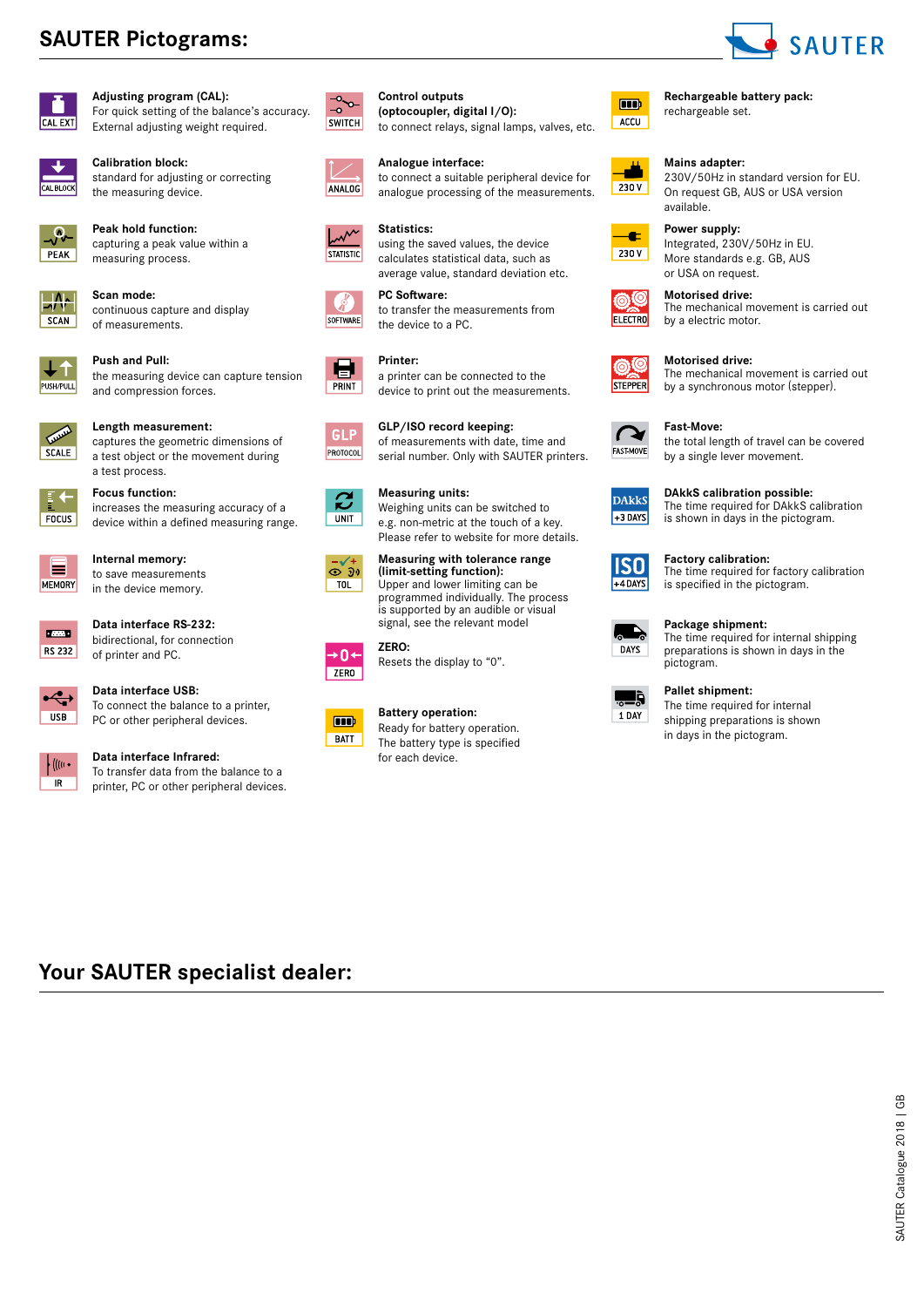## SAUTER Pictograms:

**Adjusting program (CAL):** For quick setting of the balance's accuracy. External adjusting weight required.

**Calibration block:** standard for adjusting or correcting the measuring device.

**Peak hold function:** capturing a peak value within a measuring process.

**Scan mode:** continuous capture and display of measurements.

**Push and Pull:** the measuring device can capture tension and compression forces.

**Length measurement:** captures the geometric dimensions of a test object or the movement during a test process.

**Focus function:** increases the measuring accuracy of a device within a defined measuring range.

**Internal memory:** to save measurements in the device memory.

**Data interface RS-232:** bidirectional, for connection of printer and PC.

**Data interface USB:** To connect the balance to a printer, PC or other peripheral devices.

**Data interface Infrared:** To transfer data from the balance to a printer, PC or other peripheral devices.

**Control outputs (optocoupler, digital I/O):** to connect relays, signal lamps, valves, etc.

**Analogue interface:** to connect a suitable peripheral device for analogue processing of the measurements.

**Statistics:** using the saved values, the device calculates statistical data, such as average value, standard deviation etc.

**PC Software:** to transfer the measurements from the device to a PC.

**Printer:** a printer can be connected to the device to print out the measurements.

**GLP/ISO record keeping:** of measurements with date, time and serial number. Only with SAUTER printers.

**Measuring units:** Weighing units can be switched to e.g. non-metric at the touch of a key. Please refer to website for more details.

**Measuring with tolerance range (limit-setting function):** Upper and lower limiting can be programmed individually. The process is supported by an audible or visual signal, see the relevant model

**ZERO:** Resets the display to "0".

**Battery operation:** Ready for battery operation. The battery type is specified for each device.

**Rechargeable battery pack:** rechargeable set.

**Mains adapter:** 230V/50Hz in standard version for EU. On request GB, AUS or USA version available.

**Power supply:** Integrated, 230V/50Hz in EU. More standards e.g. GB, AUS or USA on request.

**Motorised drive:** The mechanical movement is carried out by a electric motor.

**Motorised drive:** The mechanical movement is carried out by a synchronous motor (stepper).

**Fast-Move:** the total length of travel can be covered by a single lever movement.

**DAkkS calibration possible:** The time required for DAkkS calibration is shown in days in the pictogram.

**Factory calibration:** The time required for factory calibration is specified in the pictogram.

**Package shipment:** The time required for internal shipping preparations is shown in days in the pictogram.

**Pallet shipment:** The time required for internal shipping preparations is shown in days in the pictogram.

## Your SAUTER specialist dealer: